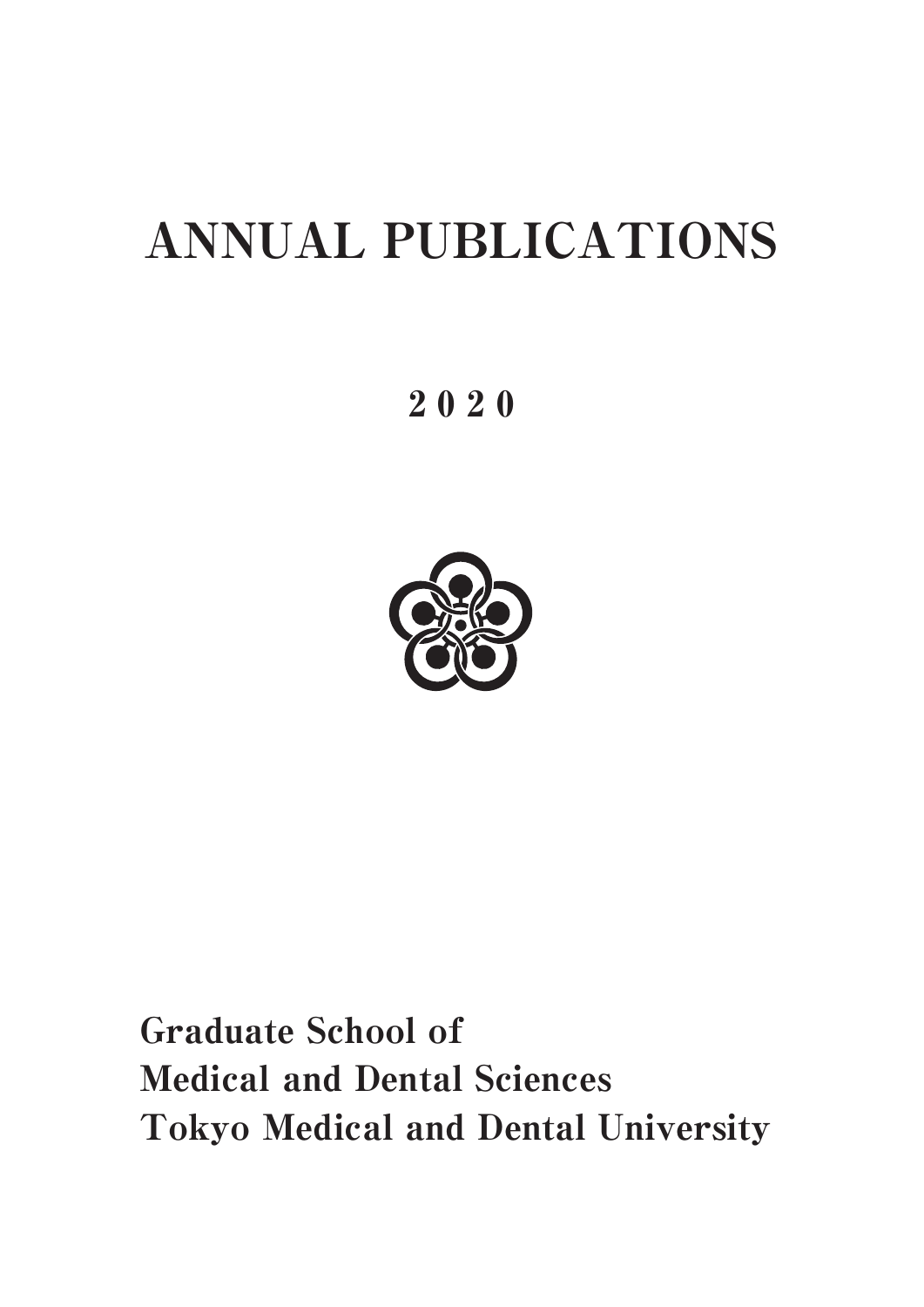# ANNUAL PUBLICATIONS

## 2020

**Graduate School of**
**Medical and Dental Sciences**
**Tokyo Medical and Dental University**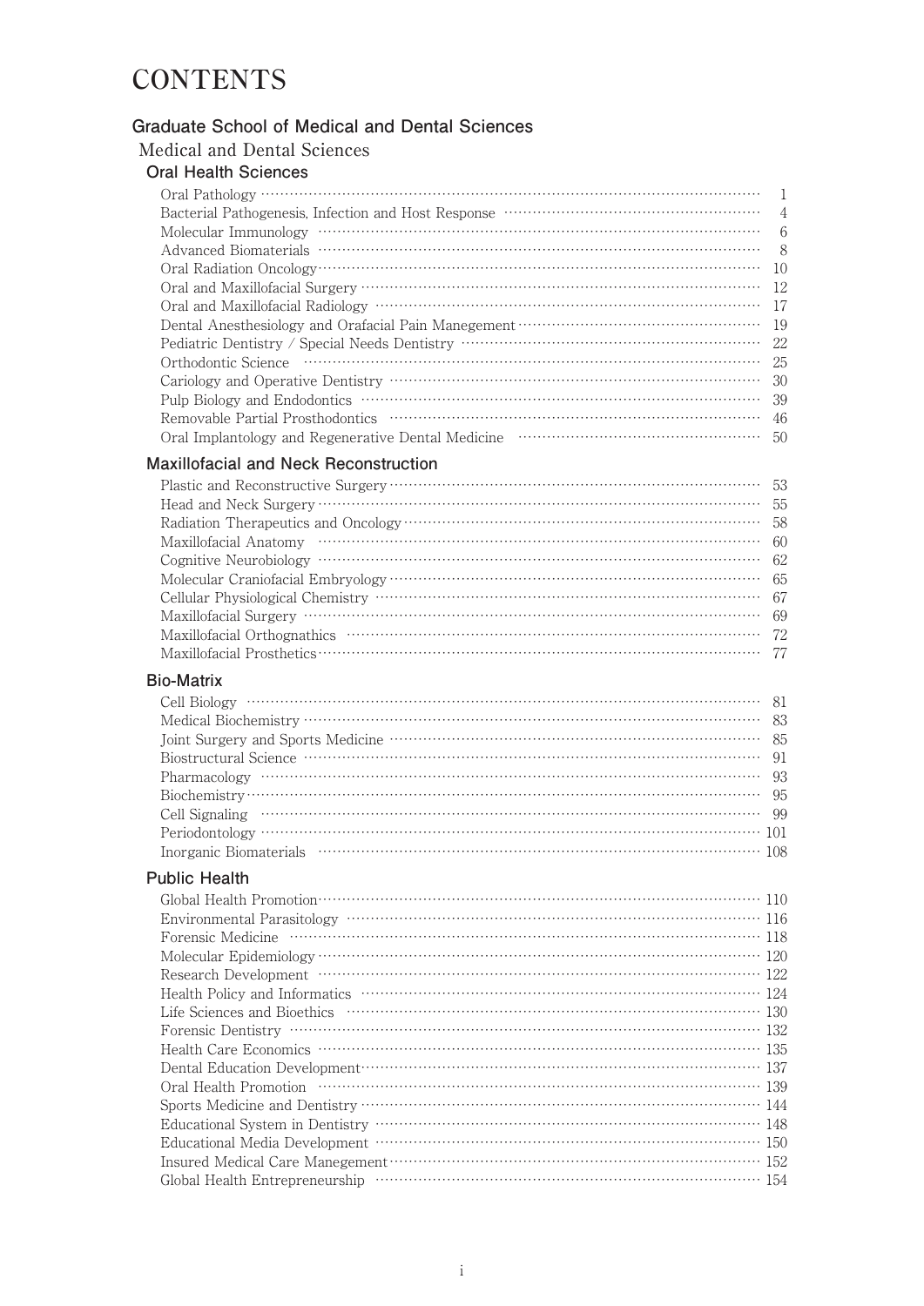# CONTENTS

## Graduate School of Medical and Dental Sciences

### Medical and Dental Sciences

#### Oral Health Sciences

- Oral Pathology ··· 1
- Bacterial Pathogenesis, Infection and Host Response ··· 4
- Molecular Immunology ··· 6
- Advanced Biomaterials ··· 8
- Oral Radiation Oncology ··· 10
- Oral and Maxillofacial Surgery ··· 12
- Oral and Maxillofacial Radiology ··· 17
- Dental Anesthesiology and Orafacial Pain Manegement ··· 19
- Pediatric Dentistry / Special Needs Dentistry ··· 22
- Orthodontic Science ··· 25
- Cariology and Operative Dentistry ··· 30
- Pulp Biology and Endodontics ··· 39
- Removable Partial Prosthodontics ··· 46
- Oral Implantology and Regenerative Dental Medicine ··· 50

#### Maxillofacial and Neck Reconstruction

- Plastic and Reconstructive Surgery ··· 53
- Head and Neck Surgery ··· 55
- Radiation Therapeutics and Oncology ··· 58
- Maxillofacial Anatomy ··· 60
- Cognitive Neurobiology ··· 62
- Molecular Craniofacial Embryology ··· 65
- Cellular Physiological Chemistry ··· 67
- Maxillofacial Surgery ··· 69
- Maxillofacial Orthognathics ··· 72
- Maxillofacial Prosthetics ··· 77

#### Bio-Matrix

- Cell Biology ··· 81
- Medical Biochemistry ··· 83
- Joint Surgery and Sports Medicine ··· 85
- Biostructural Science ··· 91
- Pharmacology ··· 93
- Biochemistry ··· 95
- Cell Signaling ··· 99
- Periodontology ··· 101
- Inorganic Biomaterials ··· 108

#### Public Health

- Global Health Promotion ··· 110
- Environmental Parasitology ··· 116
- Forensic Medicine ··· 118
- Molecular Epidemiology ··· 120
- Research Development ··· 122
- Health Policy and Informatics ··· 124
- Life Sciences and Bioethics ··· 130
- Forensic Dentistry ··· 132
- Health Care Economics ··· 135
- Dental Education Development ··· 137
- Oral Health Promotion ··· 139
- Sports Medicine and Dentistry ··· 144
- Educational System in Dentistry ··· 148
- Educational Media Development ··· 150
- Insured Medical Care Manegement ··· 152
- Global Health Entrepreneurship ··· 154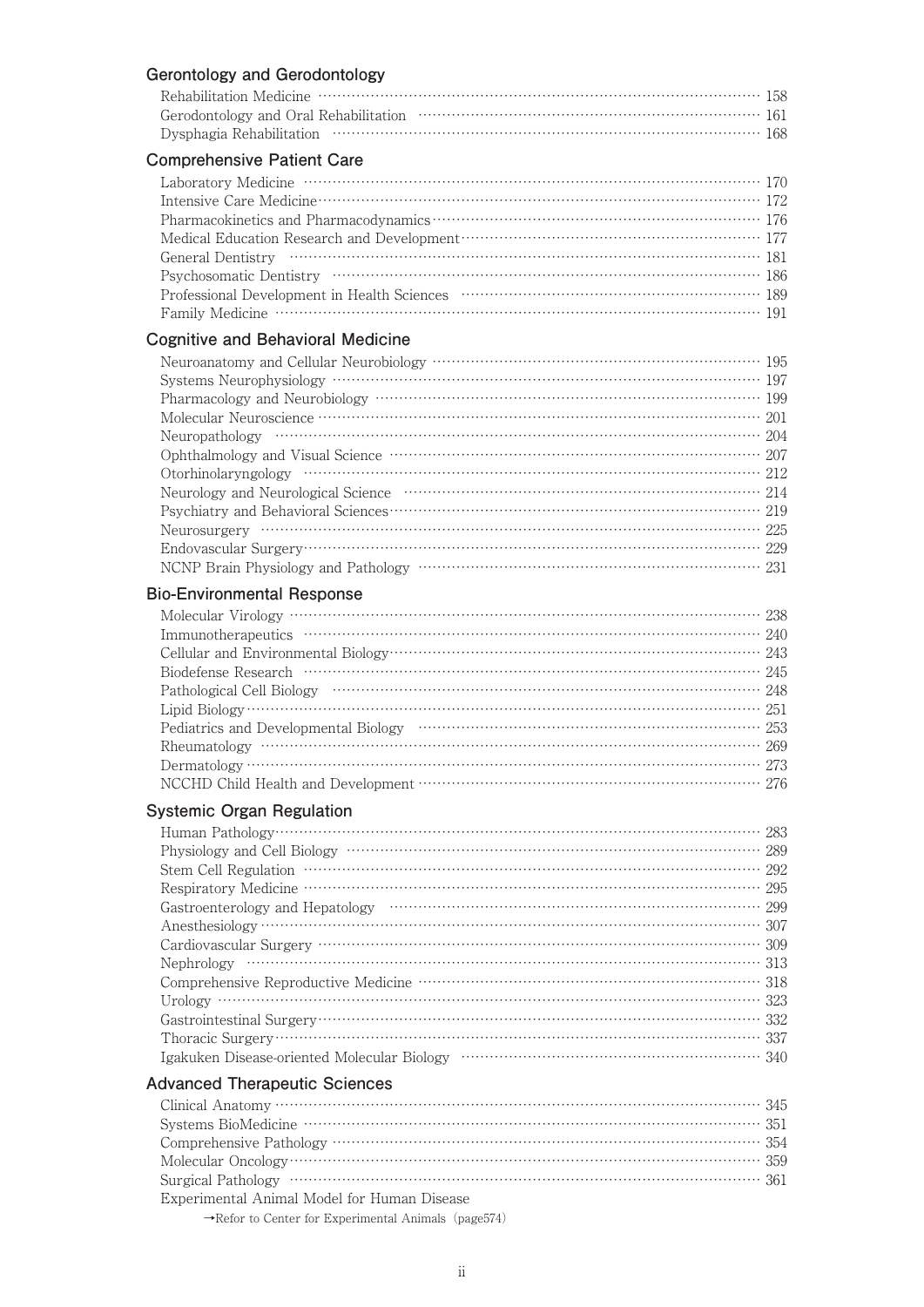## Gerontology and Gerodontology

Rehabilitation Medicine ………… 158
Gerodontology and Oral Rehabilitation ………… 161
Dysphagia Rehabilitation ………… 168

## Comprehensive Patient Care

Laboratory Medicine ………… 170
Intensive Care Medicine ………… 172
Pharmacokinetics and Pharmacodynamics ………… 176
Medical Education Research and Development ………… 177
General Dentistry ………… 181
Psychosomatic Dentistry ………… 186
Professional Development in Health Sciences ………… 189
Family Medicine ………… 191

## Cognitive and Behavioral Medicine

Neuroanatomy and Cellular Neurobiology ………… 195
Systems Neurophysiology ………… 197
Pharmacology and Neurobiology ………… 199
Molecular Neuroscience ………… 201
Neuropathology ………… 204
Ophthalmology and Visual Science ………… 207
Otorhinolaryngology ………… 212
Neurology and Neurological Science ………… 214
Psychiatry and Behavioral Sciences ………… 219
Neurosurgery ………… 225
Endovascular Surgery ………… 229
NCNP Brain Physiology and Pathology ………… 231

## Bio-Environmental Response

Molecular Virology ………… 238
Immunotherapeutics ………… 240
Cellular and Environmental Biology ………… 243
Biodefense Research ………… 245
Pathological Cell Biology ………… 248
Lipid Biology ………… 251
Pediatrics and Developmental Biology ………… 253
Rheumatology ………… 269
Dermatology ………… 273
NCCHD Child Health and Development ………… 276

## Systemic Organ Regulation

Human Pathology ………… 283
Physiology and Cell Biology ………… 289
Stem Cell Regulation ………… 292
Respiratory Medicine ………… 295
Gastroenterology and Hepatology ………… 299
Anesthesiology ………… 307
Cardiovascular Surgery ………… 309
Nephrology ………… 313
Comprehensive Reproductive Medicine ………… 318
Urology ………… 323
Gastrointestinal Surgery ………… 332
Thoracic Surgery ………… 337
Igakuken Disease-oriented Molecular Biology ………… 340

## Advanced Therapeutic Sciences

Clinical Anatomy ………… 345
Systems BioMedicine ………… 351
Comprehensive Pathology ………… 354
Molecular Oncology ………… 359
Surgical Pathology ………… 361
Experimental Animal Model for Human Disease
→Refor to Center for Experimental Animals (page574)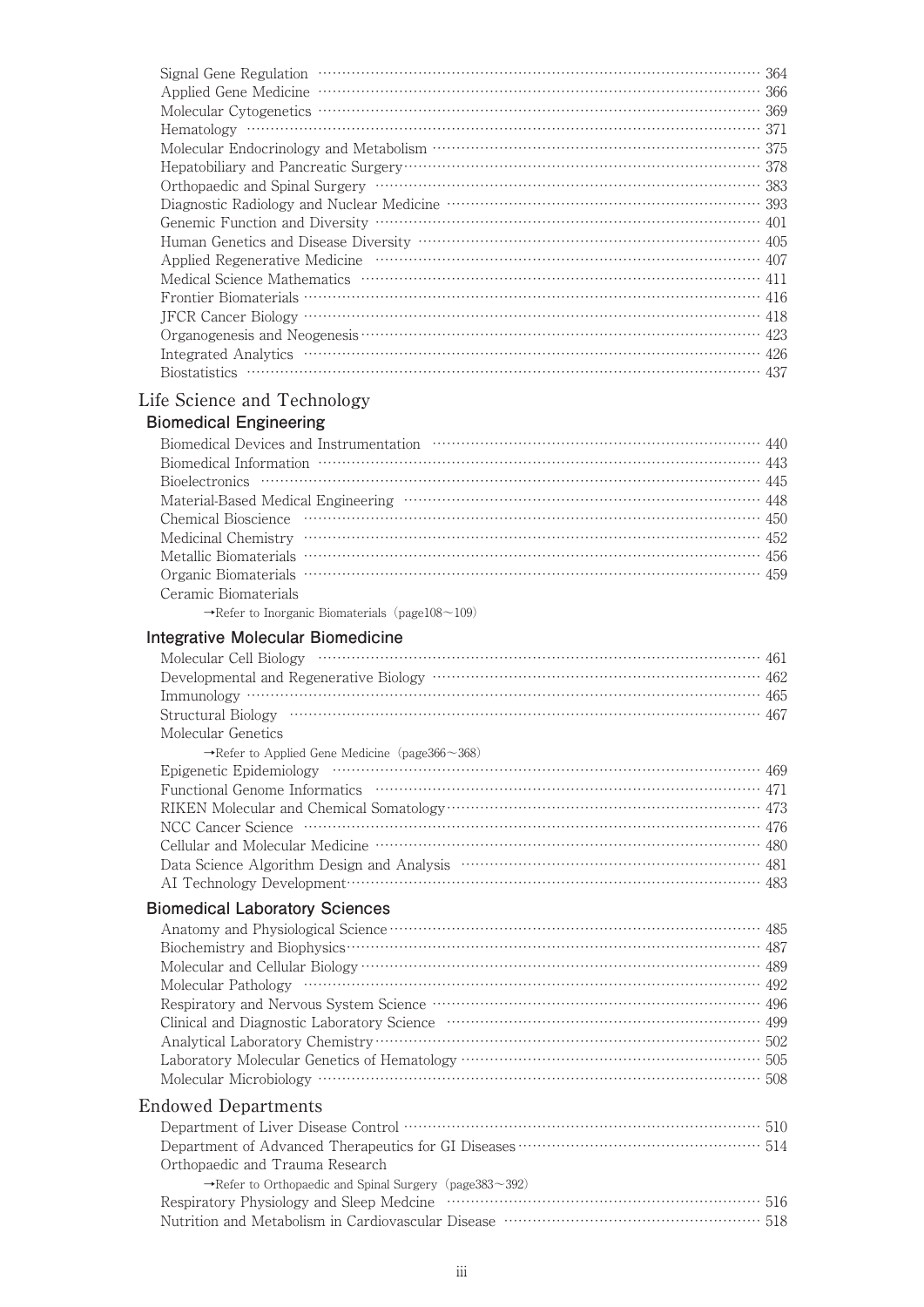Signal Gene Regulation …… 364
Applied Gene Medicine …… 366
Molecular Cytogenetics …… 369
Hematology …… 371
Molecular Endocrinology and Metabolism …… 375
Hepatobiliary and Pancreatic Surgery …… 378
Orthopaedic and Spinal Surgery …… 383
Diagnostic Radiology and Nuclear Medicine …… 393
Genemic Function and Diversity …… 401
Human Genetics and Disease Diversity …… 405
Applied Regenerative Medicine …… 407
Medical Science Mathematics …… 411
Frontier Biomaterials …… 416
JFCR Cancer Biology …… 418
Organogenesis and Neogenesis …… 423
Integrated Analytics …… 426
Biostatistics …… 437

## Life Science and Technology

### Biomedical Engineering

Biomedical Devices and Instrumentation …… 440
Biomedical Information …… 443
Bioelectronics …… 445
Material-Based Medical Engineering …… 448
Chemical Bioscience …… 450
Medicinal Chemistry …… 452
Metallic Biomaterials …… 456
Organic Biomaterials …… 459
Ceramic Biomaterials
→Refer to Inorganic Biomaterials（page108～109）

### Integrative Molecular Biomedicine

Molecular Cell Biology …… 461
Developmental and Regenerative Biology …… 462
Immunology …… 465
Structural Biology …… 467
Molecular Genetics
→Refer to Applied Gene Medicine（page366～368）
Epigenetic Epidemiology …… 469
Functional Genome Informatics …… 471
RIKEN Molecular and Chemical Somatology …… 473
NCC Cancer Science …… 476
Cellular and Molecular Medicine …… 480
Data Science Algorithm Design and Analysis …… 481
AI Technology Development …… 483

### Biomedical Laboratory Sciences

Anatomy and Physiological Science …… 485
Biochemistry and Biophysics …… 487
Molecular and Cellular Biology …… 489
Molecular Pathology …… 492
Respiratory and Nervous System Science …… 496
Clinical and Diagnostic Laboratory Science …… 499
Analytical Laboratory Chemistry …… 502
Laboratory Molecular Genetics of Hematology …… 505
Molecular Microbiology …… 508

## Endowed Departments

Department of Liver Disease Control …… 510
Department of Advanced Therapeutics for GI Diseases …… 514
Orthopaedic and Trauma Research
→Refer to Orthopaedic and Spinal Surgery（page383～392）
Respiratory Physiology and Sleep Medcine …… 516
Nutrition and Metabolism in Cardiovascular Disease …… 518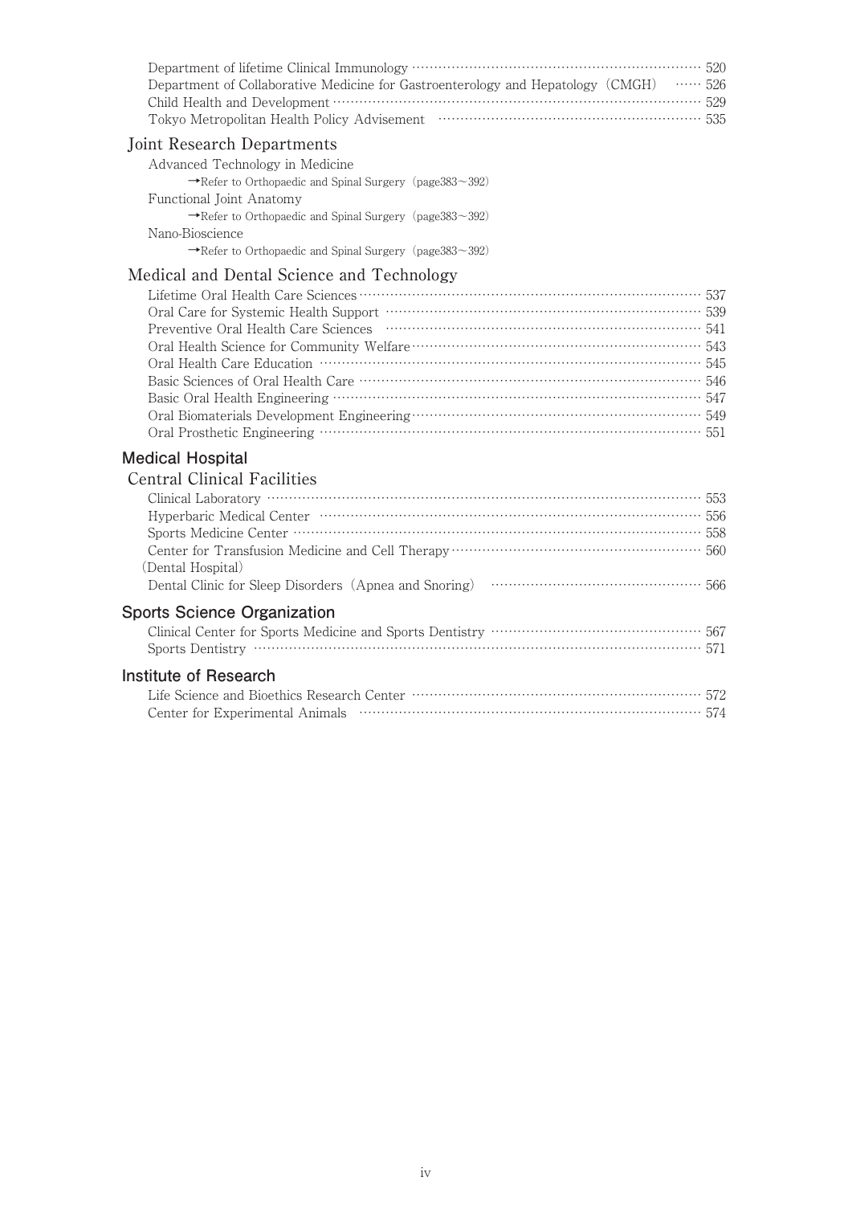Department of lifetime Clinical Immunology ……… 520
Department of Collaborative Medicine for Gastroenterology and Hepatology（CMGH） …… 526
Child Health and Development ……… 529
Tokyo Metropolitan Health Policy Advisement ……… 535

### Joint Research Departments

Advanced Technology in Medicine
→Refer to Orthopaedic and Spinal Surgery（page383～392）
Functional Joint Anatomy
→Refer to Orthopaedic and Spinal Surgery（page383～392）
Nano-Bioscience
→Refer to Orthopaedic and Spinal Surgery（page383～392）

### Medical and Dental Science and Technology

Lifetime Oral Health Care Sciences ……… 537
Oral Care for Systemic Health Support ……… 539
Preventive Oral Health Care Sciences ……… 541
Oral Health Science for Community Welfare ……… 543
Oral Health Care Education ……… 545
Basic Sciences of Oral Health Care ……… 546
Basic Oral Health Engineering ……… 547
Oral Biomaterials Development Engineering ……… 549
Oral Prosthetic Engineering ……… 551

## Medical Hospital

### Central Clinical Facilities

Clinical Laboratory ……… 553
Hyperbaric Medical Center ……… 556
Sports Medicine Center ……… 558
Center for Transfusion Medicine and Cell Therapy ……… 560
（Dental Hospital）
Dental Clinic for Sleep Disorders（Apnea and Snoring） ……… 566

## Sports Science Organization

Clinical Center for Sports Medicine and Sports Dentistry ……… 567
Sports Dentistry ……… 571

## Institute of Research

Life Science and Bioethics Research Center ……… 572
Center for Experimental Animals ……… 574